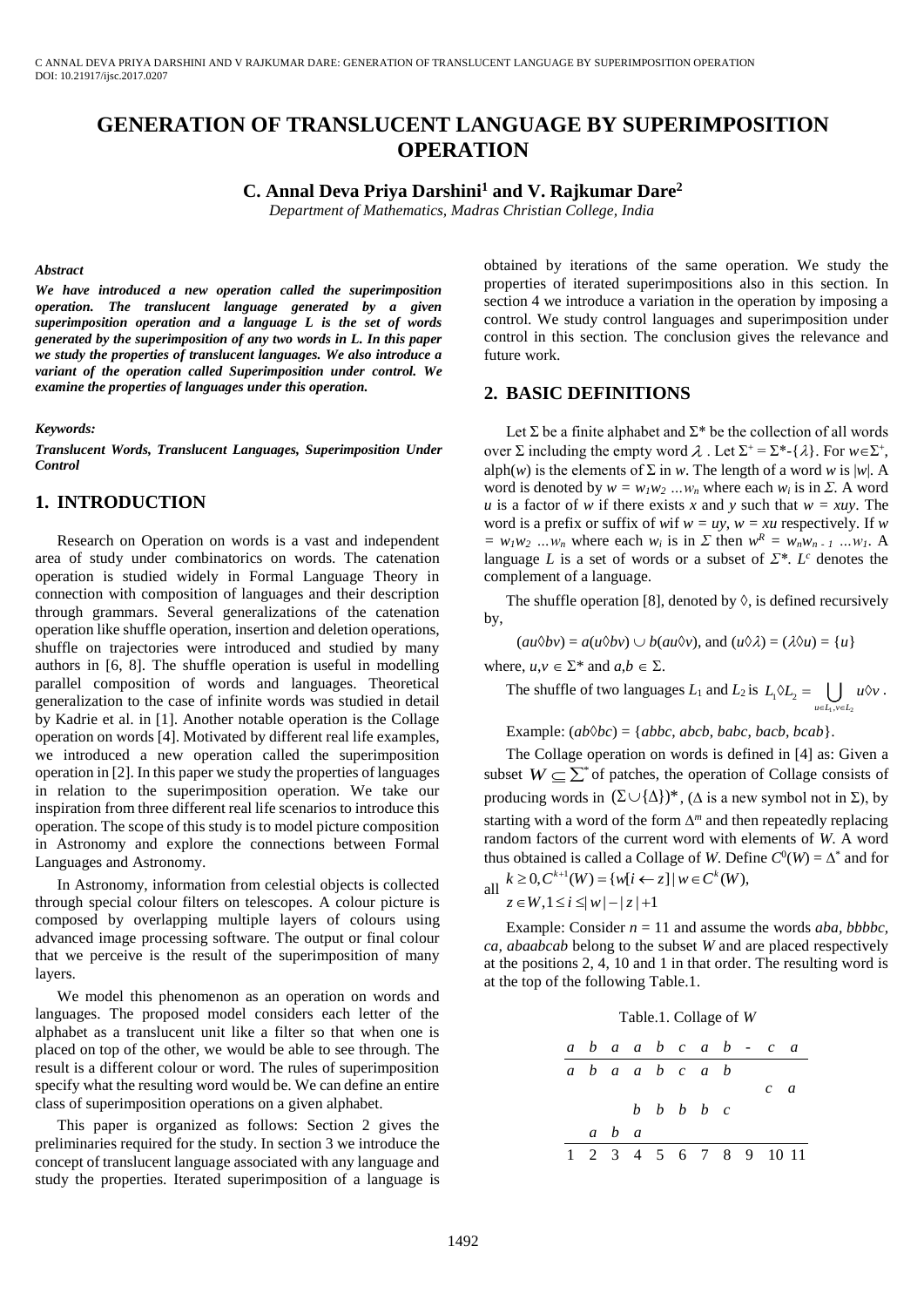# GENERATION OF TRANSLUCENT LANGUAGE BY SUPERIMPOSITION OPERATION

**C. Annal Deva Priya Darshini[1] and V. Rajkumar Dare[2]**

*Department of Mathematics, Madras Christian College, India*

***Abstract***

***We have introduced a new operation called the superimposition operation. The translucent language generated by a given superimposition operation and a language L is the set of words generated by the superimposition of any two words in L. In this paper we study the properties of translucent languages. We also introduce a variant of the operation called Superimposition under control. We examine the properties of languages under this operation.***

***Keywords:***

***Translucent Words, Translucent Languages, Superimposition Under Control***

## 1. INTRODUCTION

Research on Operation on words is a vast and independent area of study under combinatorics on words. The catenation operation is studied widely in Formal Language Theory in connection with composition of languages and their description through grammars. Several generalizations of the catenation operation like shuffle operation, insertion and deletion operations, shuffle on trajectories were introduced and studied by many authors in [6, 8]. The shuffle operation is useful in modelling parallel composition of words and languages. Theoretical generalization to the case of infinite words was studied in detail by Kadrie et al. in [1]. Another notable operation is the Collage operation on words [4]. Motivated by different real life examples, we introduced a new operation called the superimposition operation in [2]. In this paper we study the properties of languages in relation to the superimposition operation. We take our inspiration from three different real life scenarios to introduce this operation. The scope of this study is to model picture composition in Astronomy and explore the connections between Formal Languages and Astronomy.

In Astronomy, information from celestial objects is collected through special colour filters on telescopes. A colour picture is composed by overlapping multiple layers of colours using advanced image processing software. The output or final colour that we perceive is the result of the superimposition of many layers.

We model this phenomenon as an operation on words and languages. The proposed model considers each letter of the alphabet as a translucent unit like a filter so that when one is placed on top of the other, we would be able to see through. The result is a different colour or word. The rules of superimposition specify what the resulting word would be. We can define an entire class of superimposition operations on a given alphabet.

This paper is organized as follows: Section 2 gives the preliminaries required for the study. In section 3 we introduce the concept of translucent language associated with any language and study the properties. Iterated superimposition of a language is obtained by iterations of the same operation. We study the properties of iterated superimpositions also in this section. In section 4 we introduce a variation in the operation by imposing a control. We study control languages and superimposition under control in this section. The conclusion gives the relevance and future work.

## 2. BASIC DEFINITIONS

Let $\Sigma$ be a finite alphabet and $\Sigma^*$ be the collection of all words over $\Sigma$ including the empty word $\lambda$. Let $\Sigma^+ = \Sigma^* - \{\lambda\}$. For $w \in \Sigma^+$, alph($w$) is the elements of $\Sigma$ in $w$. The length of a word $w$ is $|w|$. A word is denoted by $w = w_1w_2 \ldots w_n$ where each $w_i$ is in $\Sigma$. A word $u$ is a factor of $w$ if there exists $x$ and $y$ such that $w = xuy$. The word is a prefix or suffix of $w$if $w = uy$, $w = xu$ respectively. If $w = w_1w_2 \ldots w_n$ where each $w_i$ is in $\Sigma$ then $w^R = w_nw_{n-1} \ldots w_1$. A language $L$ is a set of words or a subset of $\Sigma^*$. $L^c$ denotes the complement of a language.

The shuffle operation [8], denoted by $\Diamond$, is defined recursively by,

$$(au\Diamond bv) = a(u\Diamond bv) \cup b(au\Diamond v), \text{ and } (u\Diamond\lambda) = (\lambda\Diamond u) = \{u\}$$

where, $u,v \in \Sigma^*$ and $a,b \in \Sigma$.

The shuffle of two languages $L_1$ and $L_2$ is $L_1\Diamond L_2 = \bigcup_{u\in L_1, v\in L_2} u\Diamond v$.

Example: $(ab\Diamond bc) = \{abbc, abcb, babc, bacb, bcab\}$.

The Collage operation on words is defined in [4] as: Given a subset $W \subseteq \Sigma^*$ of patches, the operation of Collage consists of producing words in $(\Sigma\cup\{\Delta\})^*$, ($\Delta$ is a new symbol not in $\Sigma$), by starting with a word of the form $\Delta^m$ and then repeatedly replacing random factors of the current word with elements of $W$. A word thus obtained is called a Collage of $W$. Define $C^0(W) = \Delta^*$ and for all $k \geq 0, C^{k+1}(W) = \{w[i \leftarrow z] \mid w \in C^k(W), z \in W, 1 \leq i \leq |w| - |z| + 1$

Example: Consider $n = 11$ and assume the words $aba$, $bbbbc$, $ca$, $abaabcab$ belong to the subset $W$ and are placed respectively at the positions 2, 4, 10 and 1 in that order. The resulting word is at the top of the following Table.1.

Table.1. Collage of $W$

| a | b | a | a | b | c | a | b | - | c | a |
|---|---|---|---|---|---|---|---|---|---|---|
| a | b | a | a | b | c | a | b | | | |
| | | | | | | | | | c | a |
| | | | b | b | b | b | c | | | |
| | a | b | a | | | | | | | |
| 1 | 2 | 3 | 4 | 5 | 6 | 7 | 8 | 9 | 10 | 11 |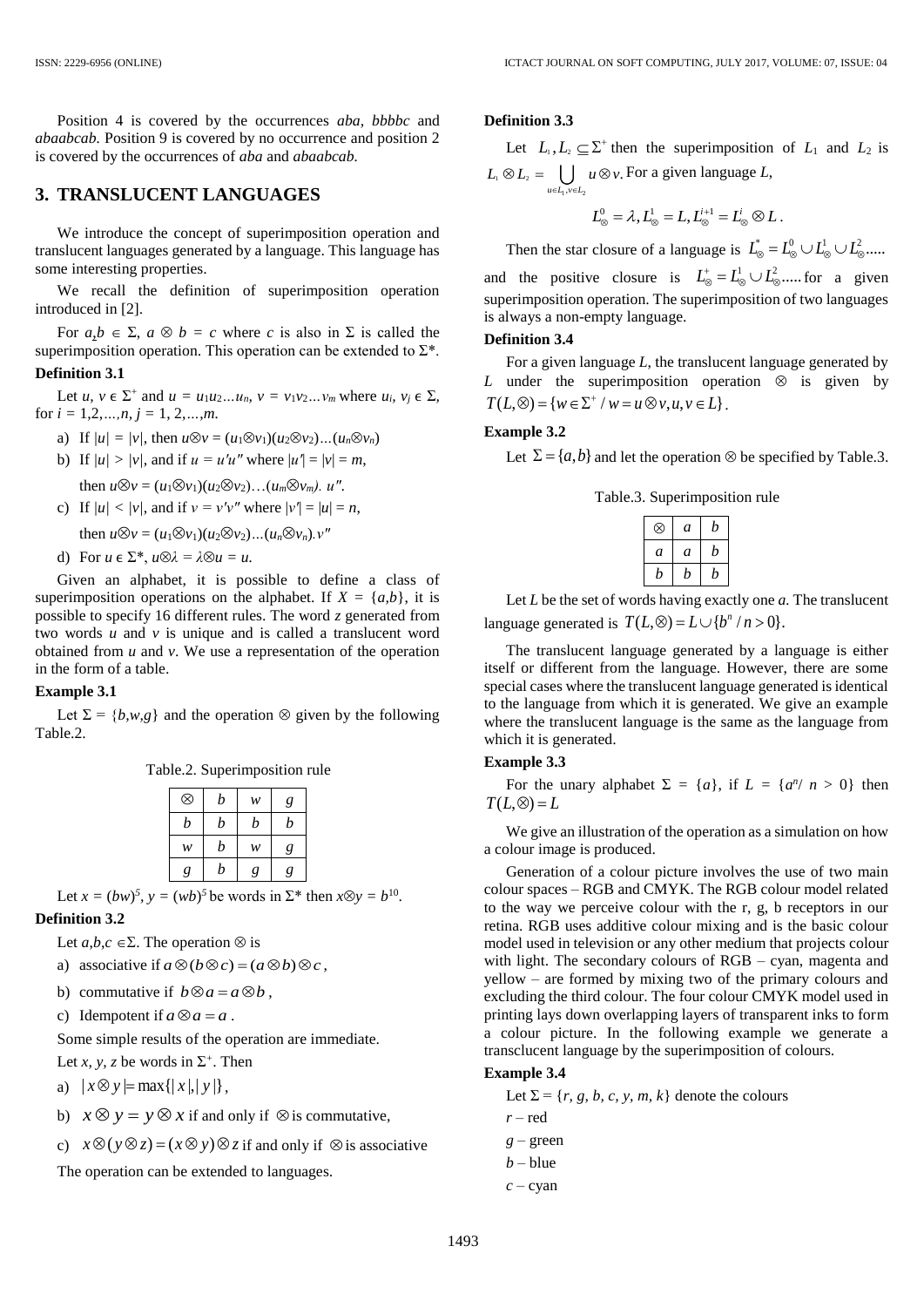Position 4 is covered by the occurrences *aba*, *bbbbc* and *abaabcab*. Position 9 is covered by no occurrence and position 2 is covered by the occurrences of *aba* and *abaabcab*.

## 3. TRANSLUCENT LANGUAGES

We introduce the concept of superimposition operation and translucent languages generated by a language. This language has some interesting properties.

We recall the definition of superimposition operation introduced in [2].

For $a, b \in \Sigma$, $a \otimes b = c$ where $c$ is also in $\Sigma$ is called the superimposition operation. This operation can be extended to $\Sigma^*$.

**Definition 3.1**

Let $u, v \in \Sigma^+$ and $u = u_1u_2...u_n$, $v = v_1v_2...v_m$ where $u_i, v_j \in \Sigma$, for $i = 1,2,...,n$, $j = 1, 2,...,m$.

a) If $|u| = |v|$, then $u \otimes v = (u_1 \otimes v_1)(u_2 \otimes v_2)...(u_n \otimes v_n)$

b) If $|u| > |v|$, and if $u = u'u''$ where $|u'| = |v| = m$, then $u \otimes v = (u_1 \otimes v_1)(u_2 \otimes v_2)...(u_m \otimes v_m).\ u''$.

c) If $|u| < |v|$, and if $v = v'v''$ where $|v'| = |u| = n$, then $u \otimes v = (u_1 \otimes v_1)(u_2 \otimes v_2)...(u_n \otimes v_n).v''$

d) For $u \in \Sigma^*$, $u \otimes \lambda = \lambda \otimes u = u$.

Given an alphabet, it is possible to define a class of superimposition operations on the alphabet. If $X = \{a,b\}$, it is possible to specify 16 different rules. The word $z$ generated from two words $u$ and $v$ is unique and is called a translucent word obtained from $u$ and $v$. We use a representation of the operation in the form of a table.

**Example 3.1**

Let $\Sigma = \{b,w,g\}$ and the operation $\otimes$ given by the following Table.2.

Table.2. Superimposition rule

| $\otimes$ | $b$ | $w$ | $g$ |
|---|---|---|---|
| $b$ | $b$ | $b$ | $b$ |
| $w$ | $b$ | $w$ | $g$ |
| $g$ | $b$ | $g$ | $g$ |

Let $x = (bw)^5$, $y = (wb)^5$ be words in $\Sigma^*$ then $x \otimes y = b^{10}$.

**Definition 3.2**

Let $a,b,c \in \Sigma$. The operation $\otimes$ is

a) associative if $a \otimes (b \otimes c) = (a \otimes b) \otimes c$,

b) commutative if $b \otimes a = a \otimes b$,

c) Idempotent if $a \otimes a = a$.

Some simple results of the operation are immediate.

Let $x$, $y$, $z$ be words in $\Sigma^+$. Then

a) $|x \otimes y| = \max\{|x|, |y|\}$,

b) $x \otimes y = y \otimes x$ if and only if $\otimes$ is commutative,

c) $x \otimes (y \otimes z) = (x \otimes y) \otimes z$ if and only if $\otimes$ is associative

The operation can be extended to languages.

**Definition 3.3**

Let $L_1, L_2 \subseteq \Sigma^+$ then the superimposition of $L_1$ and $L_2$ is $L_1 \otimes L_2 = \bigcup_{u \in L_1, v \in L_2} u \otimes v$. For a given language $L$,

$$L_{\otimes}^0 = \lambda, L_{\otimes}^1 = L, L_{\otimes}^{i+1} = L_{\otimes}^i \otimes L.$$

Then the star closure of a language is $L_{\otimes}^* = L_{\otimes}^0 \cup L_{\otimes}^1 \cup L_{\otimes}^2.....$ and the positive closure is $L_{\otimes}^+ = L_{\otimes}^1 \cup L_{\otimes}^2.....$ for a given superimposition operation. The superimposition of two languages is always a non-empty language.

**Definition 3.4**

For a given language $L$, the translucent language generated by $L$ under the superimposition operation $\otimes$ is given by $T(L, \otimes) = \{w \in \Sigma^+ / w = u \otimes v, u, v \in L\}$.

**Example 3.2**

Let $\Sigma = \{a,b\}$ and let the operation $\otimes$ be specified by Table.3.

Table.3. Superimposition rule

| $\otimes$ | $a$ | $b$ |
|---|---|---|
| $a$ | $a$ | $b$ |
| $b$ | $b$ | $b$ |

Let $L$ be the set of words having exactly one $a$. The translucent language generated is $T(L, \otimes) = L \cup \{b^n / n > 0\}$.

The translucent language generated by a language is either itself or different from the language. However, there are some special cases where the translucent language generated is identical to the language from which it is generated. We give an example where the translucent language is the same as the language from which it is generated.

**Example 3.3**

For the unary alphabet $\Sigma = \{a\}$, if $L = \{a^n / n > 0\}$ then $T(L, \otimes) = L$

We give an illustration of the operation as a simulation on how a colour image is produced.

Generation of a colour picture involves the use of two main colour spaces – RGB and CMYK. The RGB colour model related to the way we perceive colour with the r, g, b receptors in our retina. RGB uses additive colour mixing and is the basic colour model used in television or any other medium that projects colour with light. The secondary colours of RGB – cyan, magenta and yellow – are formed by mixing two of the primary colours and excluding the third colour. The four colour CMYK model used in printing lays down overlapping layers of transparent inks to form a colour picture. In the following example we generate a transcluent language by the superimposition of colours.

**Example 3.4**

Let $\Sigma = \{r, g, b, c, y, m, k\}$ denote the colours

$r$ – red

$g$ – green

$b$ – blue

$c$ – cyan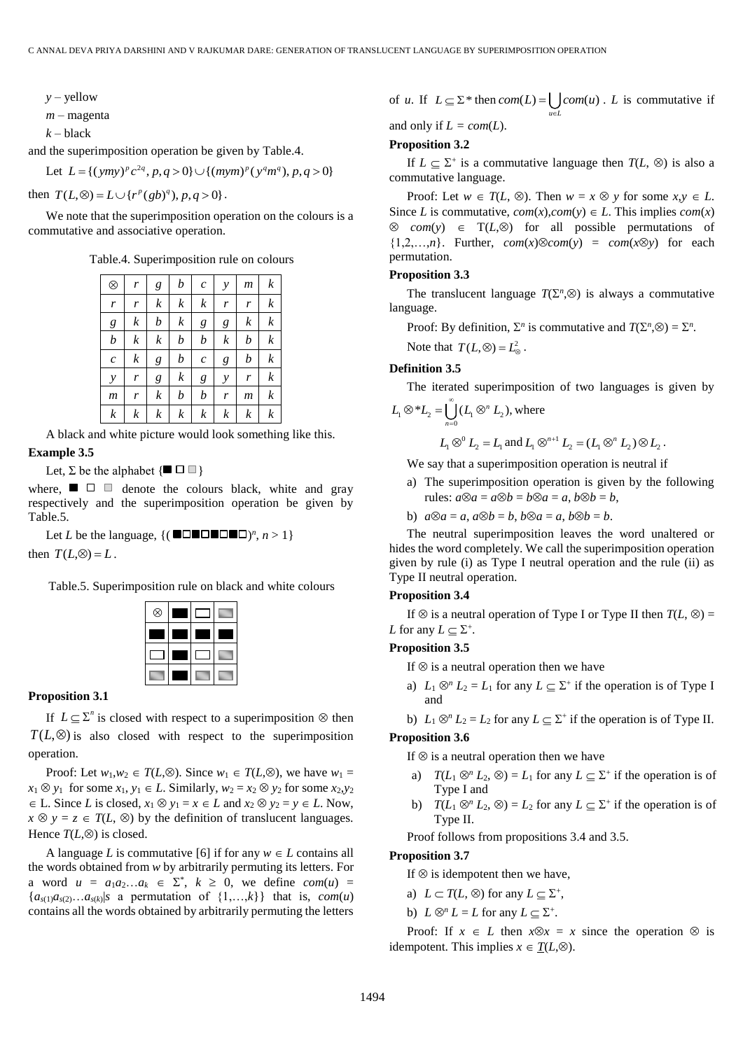*y* – yellow

*m* – magenta

*k* – black

and the superimposition operation be given by Table.4.

Let $L = \{(ymy)^p c^{2q}, p, q > 0\} \cup \{(mym)^p (y^q m^q), p, q > 0\}$

then $T(L, \otimes) = L \cup \{r^p (gb)^q), p, q > 0\}$.

We note that the superimposition operation on the colours is a commutative and associative operation.

Table.4. Superimposition rule on colours

| $\otimes$ | *r* | *g* | *b* | *c* | *y* | *m* | *k* |
|---|---|---|---|---|---|---|---|
| *r* | *r* | *k* | *k* | *k* | *r* | *r* | *k* |
| *g* | *k* | *b* | *k* | *g* | *g* | *k* | *k* |
| *b* | *k* | *k* | *b* | *b* | *k* | *b* | *k* |
| *c* | *k* | *g* | *b* | *c* | *g* | *b* | *k* |
| *y* | *r* | *g* | *k* | *g* | *y* | *r* | *k* |
| *m* | *r* | *k* | *b* | *b* | *r* | *m* | *k* |
| *k* | *k* | *k* | *k* | *k* | *k* | *k* | *k* |

A black and white picture would look something like this.

**Example 3.5**

Let, Σ be the alphabet {■ □ ▒}

where, ■ □ ▒ denote the colours black, white and gray respectively and the superimposition operation be given by Table.5.

Let *L* be the language, {(■□■□■□■□)$^n$, $n > 1$}

then $T(L, \otimes) = L$.

Table.5. Superimposition rule on black and white colours

| $\otimes$ | ■ | □ | ▒ |
|---|---|---|---|
| ■ | ■ | ■ | ■ |
| □ | ■ | □ | ▒ |
| ▒ | ■ | ▒ | ▒ |

**Proposition 3.1**

If $L \subseteq \Sigma^n$ is closed with respect to a superimposition $\otimes$ then $T(L, \otimes)$ is also closed with respect to the superimposition operation.

Proof: Let $w_1, w_2 \in T(L, \otimes)$. Since $w_1 \in T(L, \otimes)$, we have $w_1 = x_1 \otimes y_1$ for some $x_1, y_1 \in L$. Similarly, $w_2 = x_2 \otimes y_2$ for some $x_2, y_2 \in$ L. Since *L* is closed, $x_1 \otimes y_1 = x \in L$ and $x_2 \otimes y_2 = y \in L$. Now, $x \otimes y = z \in T(L, \otimes)$ by the definition of translucent languages. Hence $T(L, \otimes)$ is closed.

A language *L* is commutative [6] if for any $w \in L$ contains all the words obtained from *w* by arbitrarily permuting its letters. For a word $u = a_1 a_2 \ldots a_k \in \Sigma^*$, $k \geq 0$, we define $com(u) = \{a_{s(1)} a_{s(2)} \ldots a_{s(k)} | s$ a permutation of $\{1, \ldots, k\}\}$ that is, $com(u)$ contains all the words obtained by arbitrarily permuting the letters of *u*. If $L \subseteq \Sigma^*$ then $com(L) = \bigcup_{u \in L} com(u)$. *L* is commutative if and only if $L = com(L)$.

**Proposition 3.2**

If $L \subseteq \Sigma^+$ is a commutative language then $T(L, \otimes)$ is also a commutative language.

Proof: Let $w \in T(L, \otimes)$. Then $w = x \otimes y$ for some $x, y \in L$. Since *L* is commutative, $com(x), com(y) \in L$. This implies $com(x) \otimes com(y) \in T(L, \otimes)$ for all possible permutations of $\{1, 2, \ldots, n\}$. Further, $com(x) \otimes com(y) = com(x \otimes y)$ for each permutation.

**Proposition 3.3**

The translucent language $T(\Sigma^n, \otimes)$ is always a commutative language.

Proof: By definition, $\Sigma^n$ is commutative and $T(\Sigma^n, \otimes) = \Sigma^n$.

Note that $T(L, \otimes) = L^2_{\otimes}$.

**Definition 3.5**

The iterated superimposition of two languages is given by

$$L_1 \otimes^* L_2 = \bigcup_{n=0}^{\infty} (L_1 \otimes^n L_2), \text{ where}$$

$$L_1 \otimes^0 L_2 = L_1 \text{ and } L_1 \otimes^{n+1} L_2 = (L_1 \otimes^n L_2) \otimes L_2.$$

We say that a superimposition operation is neutral if

a) The superimposition operation is given by the following rules: $a \otimes a = a \otimes b = b \otimes a = a$, $b \otimes b = b$,

b) $a \otimes a = a$, $a \otimes b = b$, $b \otimes a = a$, $b \otimes b = b$.

The neutral superimposition leaves the word unaltered or hides the word completely. We call the superimposition operation given by rule (i) as Type I neutral operation and the rule (ii) as Type II neutral operation.

**Proposition 3.4**

If $\otimes$ is a neutral operation of Type I or Type II then $T(L, \otimes) = L$ for any $L \subseteq \Sigma^+$.

**Proposition 3.5**

If $\otimes$ is a neutral operation then we have

a) $L_1 \otimes^n L_2 = L_1$ for any $L \subseteq \Sigma^+$ if the operation is of Type I and

b) $L_1 \otimes^n L_2 = L_2$ for any $L \subseteq \Sigma^+$ if the operation is of Type II.

**Proposition 3.6**

If $\otimes$ is a neutral operation then we have

a) $T(L_1 \otimes^n L_2, \otimes) = L_1$ for any $L \subseteq \Sigma^+$ if the operation is of Type I and

b) $T(L_1 \otimes^n L_2, \otimes) = L_2$ for any $L \subseteq \Sigma^+$ if the operation is of Type II.

Proof follows from propositions 3.4 and 3.5.

**Proposition 3.7**

If $\otimes$ is idempotent then we have,

a) $L \subset T(L, \otimes)$ for any $L \subseteq \Sigma^+$,

b) $L \otimes^n L = L$ for any $L \subseteq \Sigma^+$.

Proof: If $x \in L$ then $x \otimes x = x$ since the operation $\otimes$ is idempotent. This implies $x \in T(L, \otimes)$.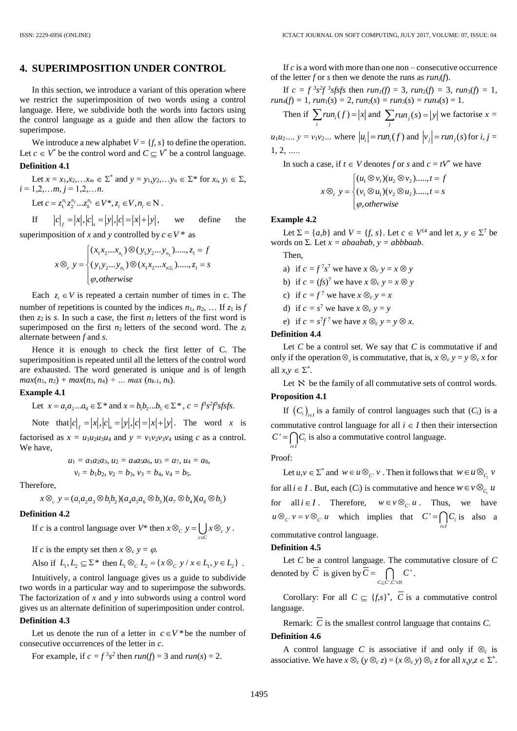## 4. SUPERIMPOSITION UNDER CONTROL

In this section, we introduce a variant of this operation where we restrict the superimposition of two words using a control language. Here, we subdivide both the words into factors using the control language as a guide and then allow the factors to superimpose.

We introduce a new alphabet $V = \{f, s\}$ to define the operation. Let $c \in V^*$ be the control word and $C \subseteq V^*$ be a control language.

### Definition 4.1

Let $x = x_1, x_2, \ldots x_m \in \Sigma^*$ and $y = y_1, y_2, \ldots y_n \in \Sigma^*$ for $x_i, y_i \in \Sigma$, $i = 1,2,\ldots m$, $j = 1,2,\ldots n$.

Let $c = z_1^{n_1} z_2^{n_2} \ldots z_k^{n_k} \in V^*, z_i \in V, n_i \in \mathbb{N}$.

If $|c|_f = |x|, |c|_s = |y|, |c| = |x| + |y|$, we define the superimposition of $x$ and $y$ controlled by $c \in V^*$ as

$$x \otimes_c y = \begin{cases} (x_1 x_2 \ldots x_{n_1}) \otimes (y_1 y_2 \ldots y_{n_2}) \ldots\ldots, z_1 = f \\ (y_1 y_2 \ldots y_{n_1}) \otimes (x_1 x_2 \ldots x_{n 2_1}) \ldots\ldots, z_1 = s \\ \varphi, otherwise \end{cases}$$

Each $z_i \in V$ is repeated a certain number of times in c. The number of repetitions is counted by the indices $n_1, n_2, \ldots$ If $z_1$ is $f$ then $z_2$ is $s$. In such a case, the first $n_1$ letters of the first word is superimposed on the first $n_2$ letters of the second word. The $z_i$ alternate between $f$ and $s$.

Hence it is enough to check the first letter of C. The superimposition is repeated until all the letters of the control word are exhausted. The word generated is unique and is of length $max(n_1, n_2) + max(n_3, n_4) + \ldots max(n_{k-1}, n_k)$.

### Example 4.1

Let $x = a_1 a_2 \ldots a_8 \in \Sigma^*$ and $x = b_1 b_2 \ldots b_5 \in \Sigma^*$, $c = f^3 s^2 f^3 sfsfs$.

Note that $|c|_f = |x|, |c|_s = |y|, |c| = |x| + |y|$. The word $x$ is factorised as $x = u_1 u_2 u_3 u_4$ and $y = v_1 v_2 v_3 v_4$ using $c$ as a control. We have,

$$u_1 = a_1 a_2 a_3,\ u_2 = a_4 a_5 a_6,\ u_3 = a_7,\ u_4 = a_8,$$
$$v_i = b_1 b_2,\ v_2 = b_3,\ v_3 = b_4,\ v_4 = b_5.$$

Therefore,

$$x \otimes_c y = (a_1 a_2 a_3 \otimes b_1 b_2)(a_4 a_5 a_6 \otimes b_3)(a_7 \otimes b_4)(a_8 \otimes b_5)$$

### Definition 4.2

If $c$ is a control language over $V^*$ then $x \otimes_C y = \bigcup_{c \in C} x \otimes_c y$.

If $c$ is the empty set then $x \otimes_c y = \varphi$.

Also if $L_1, L_2 \subseteq \Sigma^*$ then $L_1 \otimes_C L_2 = \{x \otimes_C y \,/\, x \in L_1, y \in L_2\}$.

Intuitively, a control language gives us a guide to subdivide two words in a particular way and to superimpose the subwords. The factorization of $x$ and $y$ into subwords using a control word gives us an alternate definition of superimposition under control.

### Definition 4.3

Let us denote the run of a letter in $c \in V^*$ be the number of consecutive occurrences of the letter in $c$.

For example, if $c = f^3 s^2$ then $run(f) = 3$ and $run(s) = 2$.

If $c$ is a word with more than one non – consecutive occurrence of the letter $f$ or $s$ then we denote the runs as $run_i(f)$.

If $c = f^3 s^2 f^3 sfsfs$ then $run_1(f) = 3$, $run_2(f) = 3$, $run_3(f) = 1$, $run_4(f) = 1$, $run_1(s) = 2$, $run_2(s) = run_3(s) = run_4(s) = 1$.

Then if $\sum_i run_i(f) = |x|$ and $\sum_j run_j(s) = |y|$ we factorise $x = u_1 u_2 \ldots$, $y = v_1 v_2 \ldots$ where $|u_i| = run_i(f)$ and $|v_j| = run_j(s)$ for $i, j = 1, 2, \ldots$.

In such a case, if $t \in V$ denotes $f$ or $s$ and $c = tV^*$ we have

$$x \otimes_c y = \begin{cases} (u_1 \otimes v_1)(u_2 \otimes v_2) \ldots\ldots, t = f \\ (v_1 \otimes u_1)(v_2 \otimes u_2) \ldots\ldots, t = s \\ \varphi, otherwise \end{cases}$$

### Example 4.2

Let $\Sigma = \{a,b\}$ and $V = \{f, s\}$. Let $c \in V^{14}$ and let $x, y \in \Sigma^7$ be words on $\Sigma$. Let $x = abaabab$, $y = abbbaab$.

Then,

a) if $c = f^7 s^7$ we have $x \otimes_c y = x \otimes y$
b) if $c = (fs)^7$ we have $x \otimes_c y = x \otimes y$
c) if $c = f^7$ we have $x \otimes_c y = x$
d) if $c = s^7$ we have $x \otimes_c y = y$
e) if $c = s^7 f^7$ we have $x \otimes_c y = y \otimes x$.

### Definition 4.4

Let $C$ be a control set. We say that $C$ is commutative if and only if the operation $\otimes_c$ is commutative, that is, $x \otimes_c y = y \otimes_c x$ for all $x,y \in \Sigma^*$.

Let $\aleph$ be the family of all commutative sets of control words.

### Proposition 4.1

If $(C_i)_{i \in I}$ is a family of control languages such that $(C_i)$ is a commutative control language for all $i \in I$ then their intersection $C' = \bigcap_{i \in I} C_i$ is also a commutative control language.

Proof:

Let $u,v \in \Sigma^*$ and $w \in u \otimes_{C'} v$. Then it follows that $w \in u \otimes_{C_i} v$ for all $i \in I$. But, each $(C_i)$ is commutative and hence $w \in v \otimes_{C_i} u$ for all $i \in I$. Therefore, $w \in v \otimes_{C'} u$. Thus, we have $u \otimes_{C'} v = v \otimes_{C'} u$ which implies that $C' = \bigcap_{i \in I} C_i$ is also a commutative control language.

### Definition 4.5

Let $C$ be a control language. The commutative closure of $C$ denoted by $\overline{C}$ is given by $\overline{C} = \bigcap_{C \subseteq C', C' \in \aleph} C'$.

Corollary: For all $C \subseteq \{f,s\}^*$, $\overline{C}$ is a commutative control language.

Remark: $\overline{C}$ is the smallest control language that contains $C$.

### Definition 4.6

A control language $C$ is associative if and only if $\otimes_c$ is associative. We have $x \otimes_c (y \otimes_c z) = (x \otimes_c y) \otimes_c z$ for all $x,y,z \in \Sigma^*$.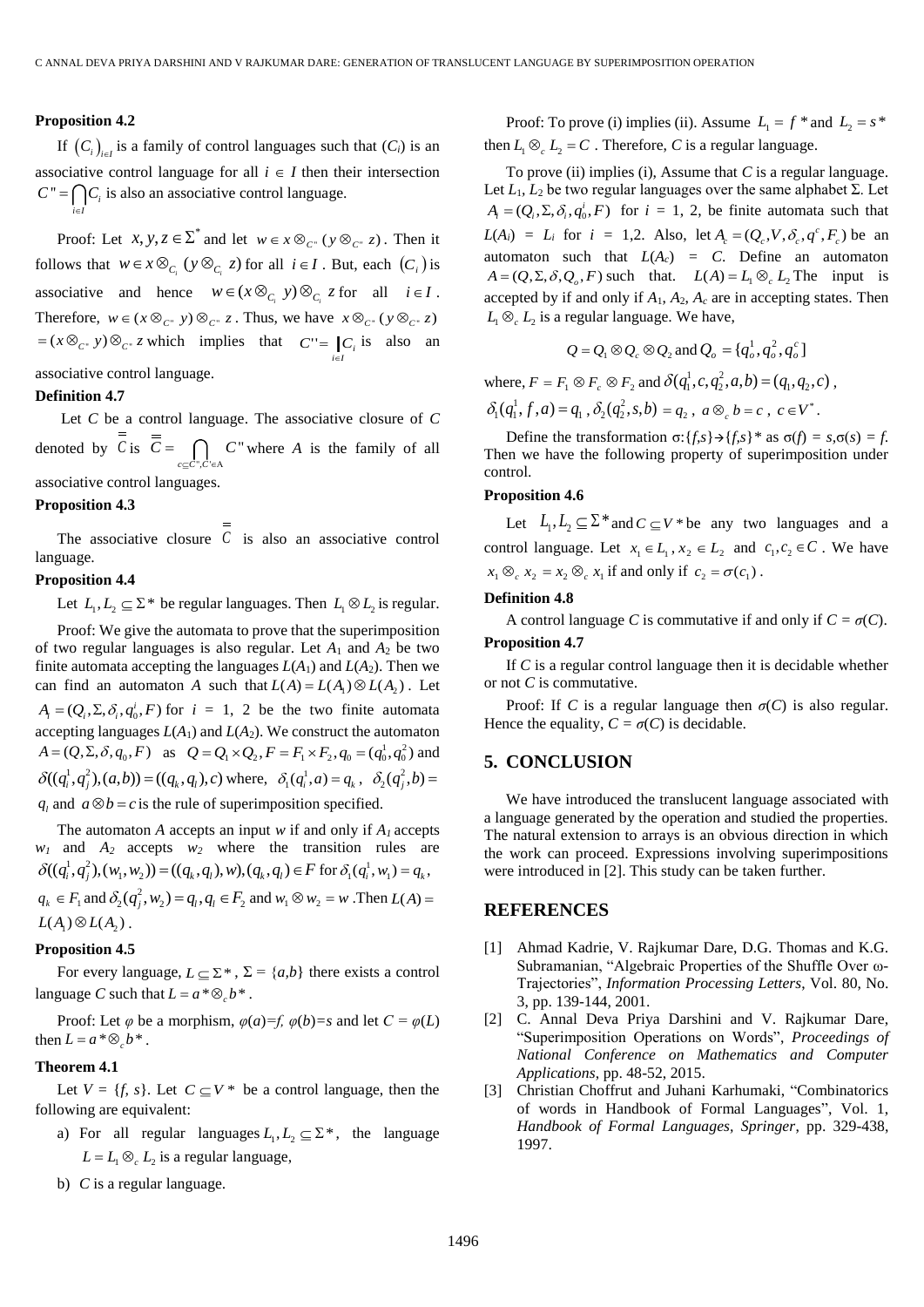### Proposition 4.2

If $\left(C_i\right)_{i\in I}$ is a family of control languages such that $(C_i)$ is an associative control language for all $i \in I$ then their intersection $C'' = \bigcap_{i\in I} C_i$ is also an associative control language.

Proof: Let $x, y, z \in \Sigma^*$ and let $w \in x \otimes_{C''} (y \otimes_{C''} z)$. Then it follows that $w \in x \otimes_{C_i} (y \otimes_{C_i} z)$ for all $i \in I$. But, each $\left(C_i\right)$ is associative and hence $w \in (x \otimes_{C_i} y) \otimes_{C_i} z$ for all $i \in I$. Therefore, $w \in (x \otimes_{C''} y) \otimes_{C''} z$. Thus, we have $x \otimes_{C''} (y \otimes_{C''} z) = (x \otimes_{C''} y) \otimes_{C''} z$ which implies that $C'' = \bigcap_{i\in I} C_i$ is also an associative control language.

### Definition 4.7

Let $C$ be a control language. The associative closure of $C$ denoted by $\overline{\overline{C}}$ is $\overline{\overline{C}} = \bigcap_{c\subseteq C'', C''\in A} C''$ where $A$ is the family of all associative control languages.

### Proposition 4.3

The associative closure $\overline{\overline{C}}$ is also an associative control language.

### Proposition 4.4

Let $L_1, L_2 \subseteq \Sigma^*$ be regular languages. Then $L_1 \otimes L_2$ is regular.

Proof: We give the automata to prove that the superimposition of two regular languages is also regular. Let $A_1$ and $A_2$ be two finite automata accepting the languages $L(A_1)$ and $L(A_2)$. Then we can find an automaton $A$ such that $L(A) = L(A_1) \otimes L(A_2)$. Let $A_i = (Q_i, \Sigma, \delta_i, q_0^i, F)$ for $i$ = 1, 2 be the two finite automata accepting languages $L(A_1)$ and $L(A_2)$. We construct the automaton $A = (Q, \Sigma, \delta, q_0, F)$ as $Q = Q_1 \times Q_2, F = F_1 \times F_2, q_0 = (q_0^1, q_0^2)$ and $\delta((q_i^1, q_j^2), (a,b)) = ((q_k, q_l), c)$ where, $\delta_1(q_i^1, a) = q_k$, $\delta_2(q_j^2, b) = q_l$ and $a \otimes b = c$ is the rule of superimposition specified.

The automaton $A$ accepts an input $w$ if and only if $A_1$ accepts $w_1$ and $A_2$ accepts $w_2$ where the transition rules are $\delta((q_i^1, q_j^2), (w_1, w_2)) = ((q_k, q_l), w), (q_k, q_l) \in F$ for $\delta_1(q_i^1, w_1) = q_k$, $q_k \in F_1$ and $\delta_2(q_j^2, w_2) = q_l, q_l \in F_2$ and $w_1 \otimes w_2 = w$ .Then $L(A) = L(A_1) \otimes L(A_2)$ .

### Proposition 4.5

For every language, $L \subseteq \Sigma^*$, $\Sigma = \{a,b\}$ there exists a control language $C$ such that $L = a^* \otimes_c b^*$.

Proof: Let $\varphi$ be a morphism, $\varphi(a)=f$, $\varphi(b)=s$ and let $C = \varphi(L)$ then $L = a^* \otimes_c b^*$.

### Theorem 4.1

Let $V = \{f, s\}$. Let $C \subseteq V^*$ be a control language, then the following are equivalent:

a) For all regular languages $L_1, L_2 \subseteq \Sigma^*$, the language $L = L_1 \otimes_c L_2$ is a regular language,

b) $C$ is a regular language.

Proof: To prove (i) implies (ii). Assume $L_1 = f^*$ and $L_2 = s^*$ then $L_1 \otimes_c L_2 = C$ . Therefore, $C$ is a regular language.

To prove (ii) implies (i), Assume that $C$ is a regular language. Let $L_1$, $L_2$ be two regular languages over the same alphabet $\Sigma$. Let $A_i = (Q_i, \Sigma, \delta_i, q_0^i, F)$ for $i$ = 1, 2, be finite automata such that $L(A_i)$ = $L_i$ for $i$ = 1,2. Also, let $A_c = (Q_c, V, \delta_c, q^c, F_c)$ be an automaton such that $L(A_c)$ = $C$. Define an automaton $A = (Q, \Sigma, \delta, Q_o, F)$ such that. $L(A) = L_1 \otimes_c L_2$ The input is accepted by if and only if $A_1$, $A_2$, $A_c$ are in accepting states. Then $L_1 \otimes_c L_2$ is a regular language. We have,

$$Q = Q_1 \otimes Q_c \otimes Q_2 \text{ and } Q_o = \{q_o^1, q_o^2, q_o^c\}$$

where, $F = F_1 \otimes F_c \otimes F_2$ and $\delta(q_1^1, c, q_2^2, a, b) = (q_1, q_2, c)$ ,

$\delta_1(q_1^1, f, a) = q_1$ , $\delta_2(q_2^2, s, b) = q_2$ , $a \otimes_c b = c$ , $c \in V^*$.

Define the transformation $\sigma$:{$f$,$s$}→{$f$,$s$}* as $\sigma(f) = s$,$\sigma(s) = f$. Then we have the following property of superimposition under control.

### Proposition 4.6

Let $L_1, L_2 \subseteq \Sigma^*$ and $C \subseteq V^*$ be any two languages and a control language. Let $x_1 \in L_1$, $x_2 \in L_2$ and $c_1, c_2 \in C$ . We have $x_1 \otimes_c x_2 = x_2 \otimes_c x_1$ if and only if $c_2 = \sigma(c_1)$ .

### Definition 4.8

A control language $C$ is commutative if and only if $C = \sigma(C)$.

### Proposition 4.7

If $C$ is a regular control language then it is decidable whether or not $C$ is commutative.

Proof: If $C$ is a regular language then $\sigma(C)$ is also regular. Hence the equality, $C = \sigma(C)$ is decidable.

## 5. CONCLUSION

We have introduced the translucent language associated with a language generated by the operation and studied the properties. The natural extension to arrays is an obvious direction in which the work can proceed. Expressions involving superimpositions were introduced in [2]. This study can be taken further.

## REFERENCES

[1] Ahmad Kadrie, V. Rajkumar Dare, D.G. Thomas and K.G. Subramanian, "Algebraic Properties of the Shuffle Over ω-Trajectories", *Information Processing Letters*, Vol. 80, No. 3, pp. 139-144, 2001.

[2] C. Annal Deva Priya Darshini and V. Rajkumar Dare, "Superimposition Operations on Words", *Proceedings of National Conference on Mathematics and Computer Applications*, pp. 48-52, 2015.

[3] Christian Choffrut and Juhani Karhumaki, "Combinatorics of words in Handbook of Formal Languages", Vol. 1, *Handbook of Formal Languages, Springer*, pp. 329-438, 1997.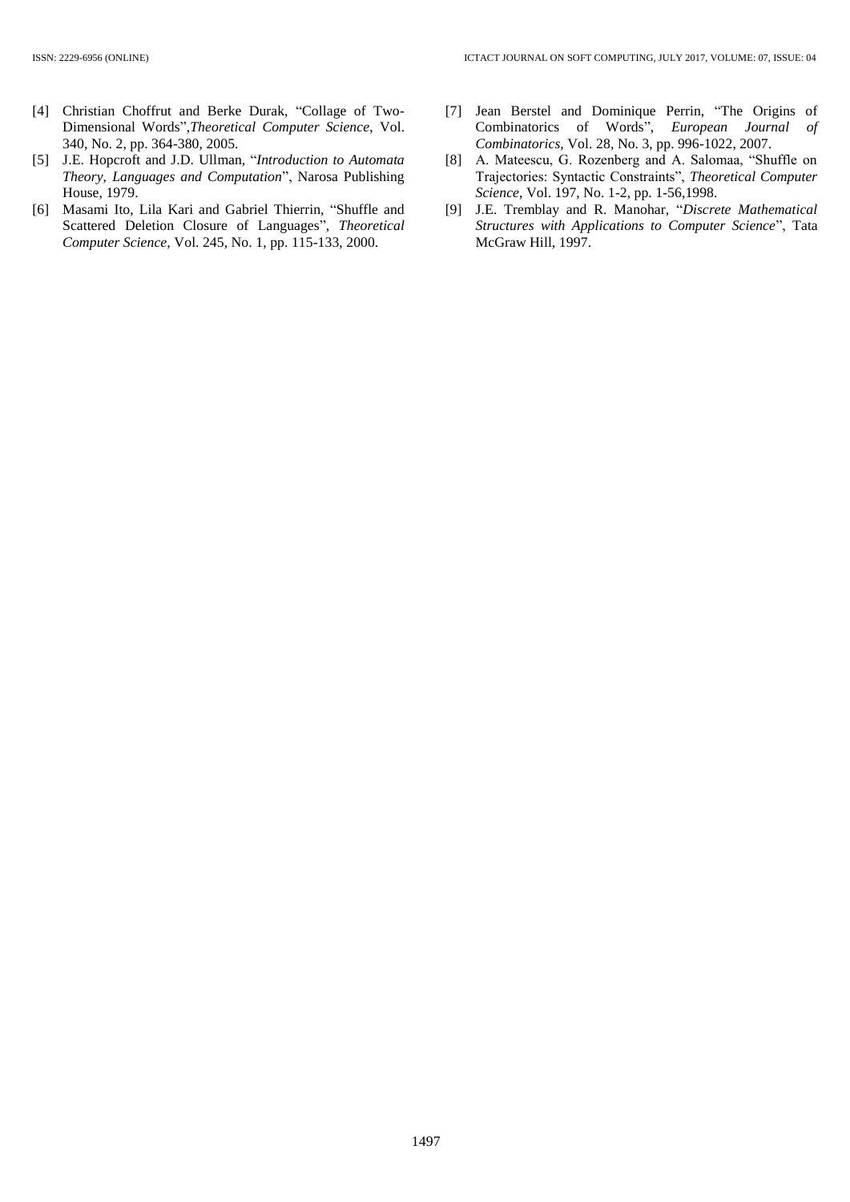[4] Christian Choffrut and Berke Durak, "Collage of Two-Dimensional Words",*Theoretical Computer Science*, Vol. 340, No. 2, pp. 364-380, 2005.

[5] J.E. Hopcroft and J.D. Ullman, "*Introduction to Automata Theory, Languages and Computation*", Narosa Publishing House, 1979.

[6] Masami Ito, Lila Kari and Gabriel Thierrin, "Shuffle and Scattered Deletion Closure of Languages", *Theoretical Computer Science*, Vol. 245, No. 1, pp. 115-133, 2000.

[7] Jean Berstel and Dominique Perrin, "The Origins of Combinatorics of Words", *European Journal of Combinatorics*, Vol. 28, No. 3, pp. 996-1022, 2007.

[8] A. Mateescu, G. Rozenberg and A. Salomaa, "Shuffle on Trajectories: Syntactic Constraints", *Theoretical Computer Science*, Vol. 197, No. 1-2, pp. 1-56,1998.

[9] J.E. Tremblay and R. Manohar, "*Discrete Mathematical Structures with Applications to Computer Science*", Tata McGraw Hill, 1997.